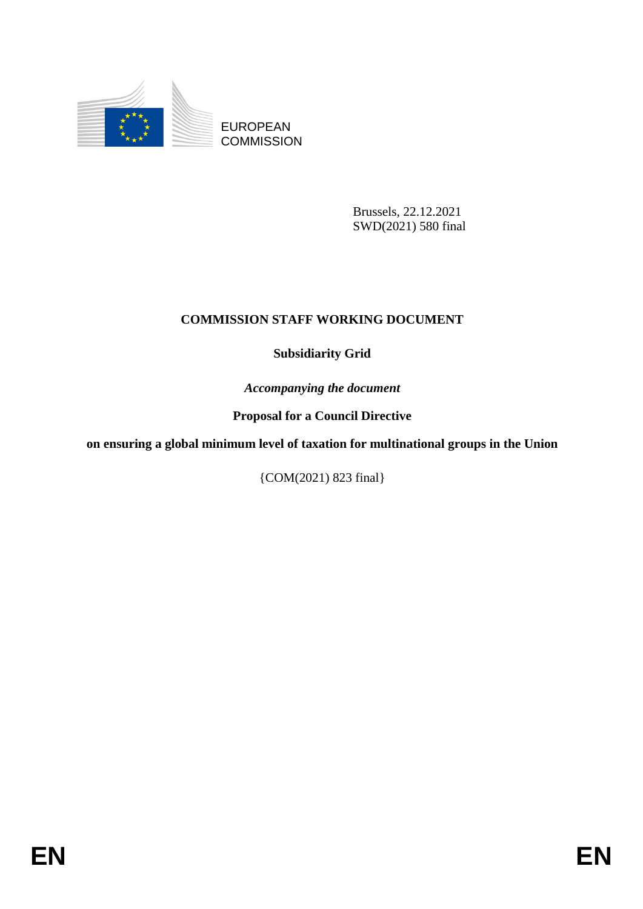EUROPEAN
COMMISSION

Brussels, 22.12.2021
SWD(2021) 580 final

# COMMISSION STAFF WORKING DOCUMENT

## Subsidiarity Grid

*Accompanying the document*

**Proposal for a Council Directive**

**on ensuring a global minimum level of taxation for multinational groups in the Union**

{COM(2021) 823 final}

EN EN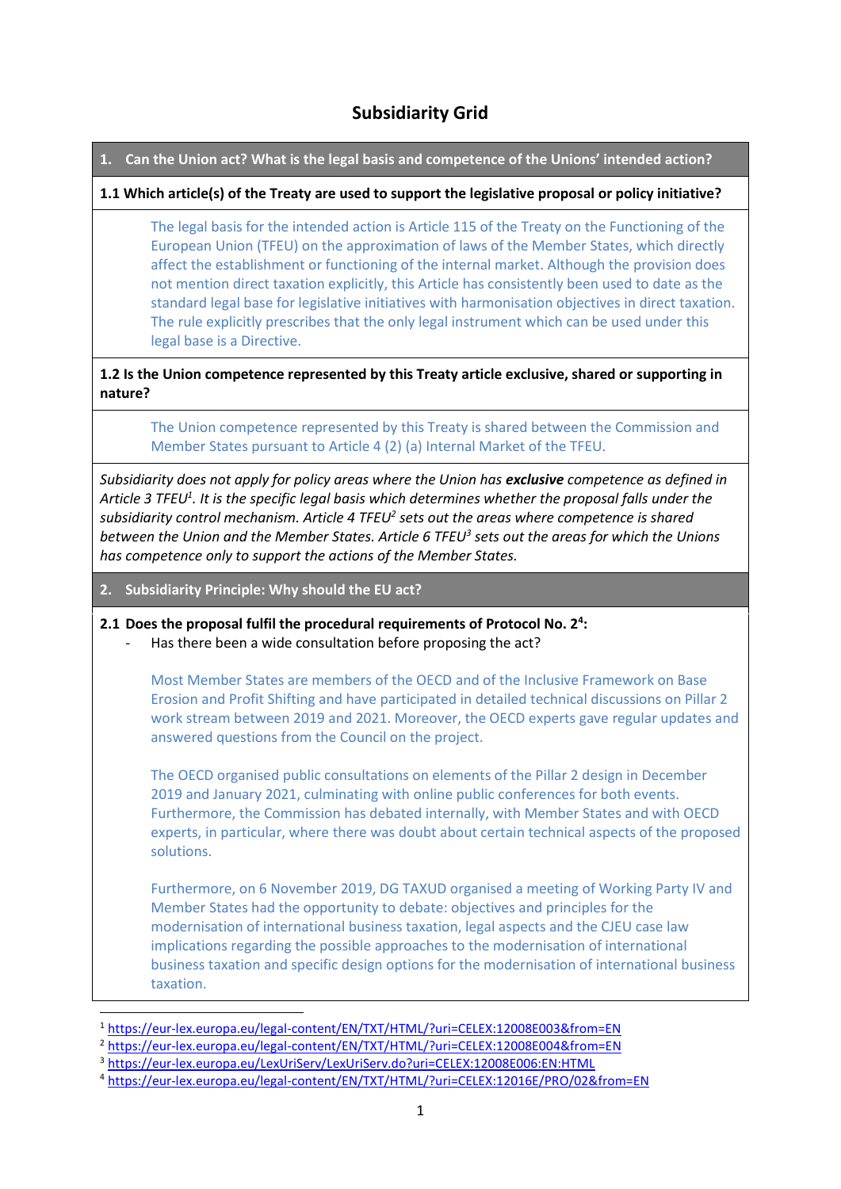# Subsidiarity Grid

## 1. Can the Union act? What is the legal basis and competence of the Unions' intended action?

### 1.1 Which article(s) of the Treaty are used to support the legislative proposal or policy initiative?

The legal basis for the intended action is Article 115 of the Treaty on the Functioning of the European Union (TFEU) on the approximation of laws of the Member States, which directly affect the establishment or functioning of the internal market. Although the provision does not mention direct taxation explicitly, this Article has consistently been used to date as the standard legal base for legislative initiatives with harmonisation objectives in direct taxation. The rule explicitly prescribes that the only legal instrument which can be used under this legal base is a Directive.

### 1.2 Is the Union competence represented by this Treaty article exclusive, shared or supporting in nature?

The Union competence represented by this Treaty is shared between the Commission and Member States pursuant to Article 4 (2) (a) Internal Market of the TFEU.

*Subsidiarity does not apply for policy areas where the Union has **exclusive** competence as defined in Article 3 TFEU[1]. It is the specific legal basis which determines whether the proposal falls under the subsidiarity control mechanism. Article 4 TFEU[2] sets out the areas where competence is shared between the Union and the Member States. Article 6 TFEU[3] sets out the areas for which the Unions has competence only to support the actions of the Member States.*

## 2. Subsidiarity Principle: Why should the EU act?

### 2.1 Does the proposal fulfil the procedural requirements of Protocol No. 2[4]:

- Has there been a wide consultation before proposing the act?

Most Member States are members of the OECD and of the Inclusive Framework on Base Erosion and Profit Shifting and have participated in detailed technical discussions on Pillar 2 work stream between 2019 and 2021. Moreover, the OECD experts gave regular updates and answered questions from the Council on the project.

The OECD organised public consultations on elements of the Pillar 2 design in December 2019 and January 2021, culminating with online public conferences for both events. Furthermore, the Commission has debated internally, with Member States and with OECD experts, in particular, where there was doubt about certain technical aspects of the proposed solutions.

Furthermore, on 6 November 2019, DG TAXUD organised a meeting of Working Party IV and Member States had the opportunity to debate: objectives and principles for the modernisation of international business taxation, legal aspects and the CJEU case law implications regarding the possible approaches to the modernisation of international business taxation and specific design options for the modernisation of international business taxation.

---

[1] https://eur-lex.europa.eu/legal-content/EN/TXT/HTML/?uri=CELEX:12008E003&from=EN

[2] https://eur-lex.europa.eu/legal-content/EN/TXT/HTML/?uri=CELEX:12008E004&from=EN

[3] https://eur-lex.europa.eu/LexUriServ/LexUriServ.do?uri=CELEX:12008E006:EN:HTML

[4] https://eur-lex.europa.eu/legal-content/EN/TXT/HTML/?uri=CELEX:12016E/PRO/02&from=EN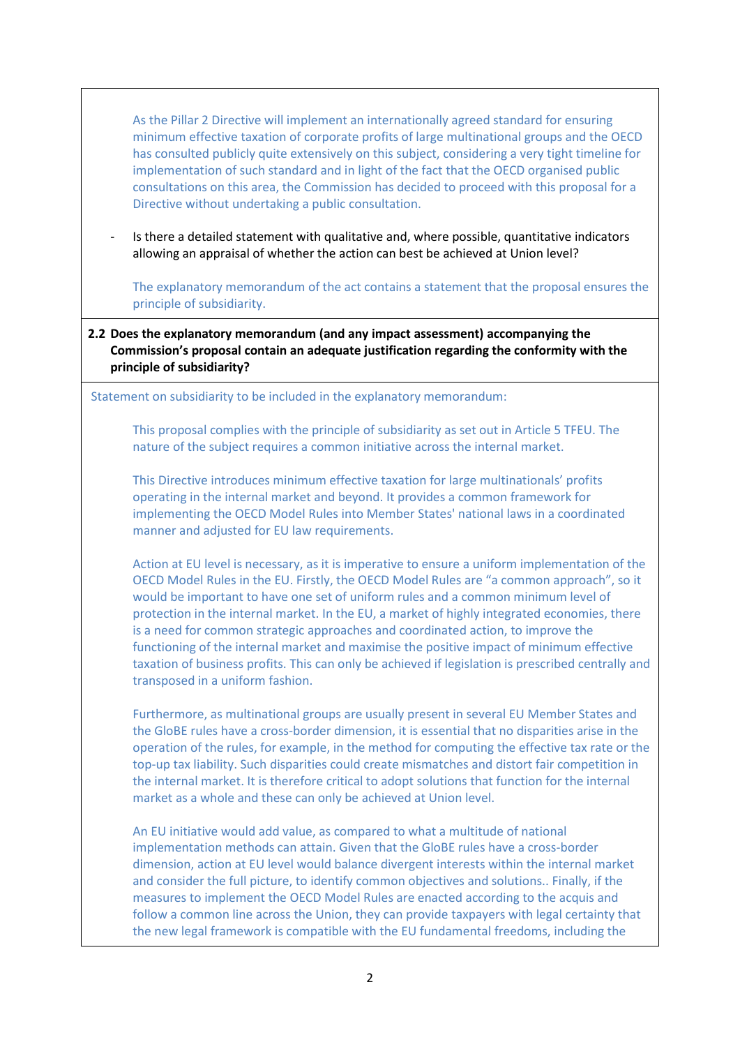As the Pillar 2 Directive will implement an internationally agreed standard for ensuring minimum effective taxation of corporate profits of large multinational groups and the OECD has consulted publicly quite extensively on this subject, considering a very tight timeline for implementation of such standard and in light of the fact that the OECD organised public consultations on this area, the Commission has decided to proceed with this proposal for a Directive without undertaking a public consultation.

- Is there a detailed statement with qualitative and, where possible, quantitative indicators allowing an appraisal of whether the action can best be achieved at Union level?

The explanatory memorandum of the act contains a statement that the proposal ensures the principle of subsidiarity.

**2.2 Does the explanatory memorandum (and any impact assessment) accompanying the Commission's proposal contain an adequate justification regarding the conformity with the principle of subsidiarity?**

Statement on subsidiarity to be included in the explanatory memorandum:

This proposal complies with the principle of subsidiarity as set out in Article 5 TFEU. The nature of the subject requires a common initiative across the internal market.

This Directive introduces minimum effective taxation for large multinationals' profits operating in the internal market and beyond. It provides a common framework for implementing the OECD Model Rules into Member States' national laws in a coordinated manner and adjusted for EU law requirements.

Action at EU level is necessary, as it is imperative to ensure a uniform implementation of the OECD Model Rules in the EU. Firstly, the OECD Model Rules are "a common approach", so it would be important to have one set of uniform rules and a common minimum level of protection in the internal market. In the EU, a market of highly integrated economies, there is a need for common strategic approaches and coordinated action, to improve the functioning of the internal market and maximise the positive impact of minimum effective taxation of business profits. This can only be achieved if legislation is prescribed centrally and transposed in a uniform fashion.

Furthermore, as multinational groups are usually present in several EU Member States and the GloBE rules have a cross-border dimension, it is essential that no disparities arise in the operation of the rules, for example, in the method for computing the effective tax rate or the top-up tax liability. Such disparities could create mismatches and distort fair competition in the internal market. It is therefore critical to adopt solutions that function for the internal market as a whole and these can only be achieved at Union level.

An EU initiative would add value, as compared to what a multitude of national implementation methods can attain. Given that the GloBE rules have a cross-border dimension, action at EU level would balance divergent interests within the internal market and consider the full picture, to identify common objectives and solutions.. Finally, if the measures to implement the OECD Model Rules are enacted according to the acquis and follow a common line across the Union, they can provide taxpayers with legal certainty that the new legal framework is compatible with the EU fundamental freedoms, including the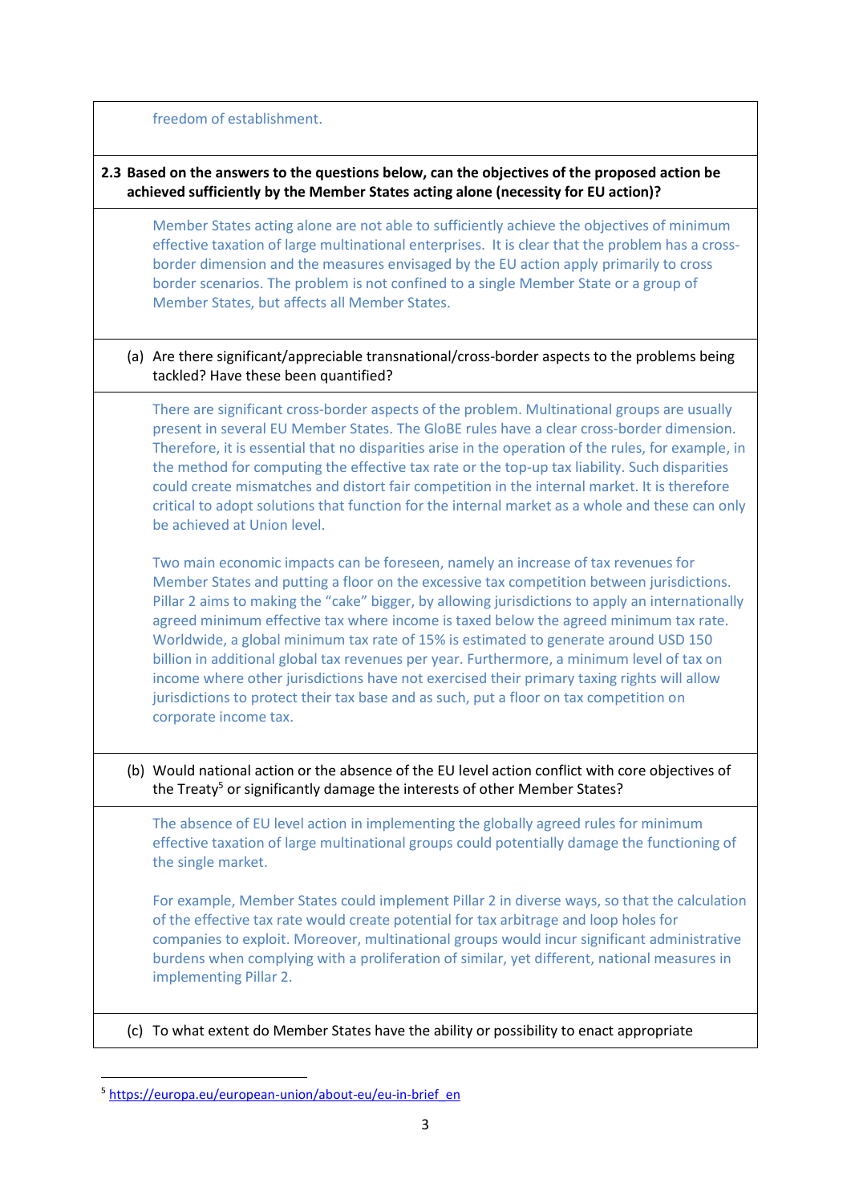freedom of establishment.

**2.3 Based on the answers to the questions below, can the objectives of the proposed action be achieved sufficiently by the Member States acting alone (necessity for EU action)?**

Member States acting alone are not able to sufficiently achieve the objectives of minimum effective taxation of large multinational enterprises. It is clear that the problem has a cross-border dimension and the measures envisaged by the EU action apply primarily to cross border scenarios. The problem is not confined to a single Member State or a group of Member States, but affects all Member States.

(a) Are there significant/appreciable transnational/cross-border aspects to the problems being tackled? Have these been quantified?

There are significant cross-border aspects of the problem. Multinational groups are usually present in several EU Member States. The GloBE rules have a clear cross-border dimension. Therefore, it is essential that no disparities arise in the operation of the rules, for example, in the method for computing the effective tax rate or the top-up tax liability. Such disparities could create mismatches and distort fair competition in the internal market. It is therefore critical to adopt solutions that function for the internal market as a whole and these can only be achieved at Union level.

Two main economic impacts can be foreseen, namely an increase of tax revenues for Member States and putting a floor on the excessive tax competition between jurisdictions. Pillar 2 aims to making the "cake" bigger, by allowing jurisdictions to apply an internationally agreed minimum effective tax where income is taxed below the agreed minimum tax rate. Worldwide, a global minimum tax rate of 15% is estimated to generate around USD 150 billion in additional global tax revenues per year. Furthermore, a minimum level of tax on income where other jurisdictions have not exercised their primary taxing rights will allow jurisdictions to protect their tax base and as such, put a floor on tax competition on corporate income tax.

(b) Would national action or the absence of the EU level action conflict with core objectives of the Treaty[5] or significantly damage the interests of other Member States?

The absence of EU level action in implementing the globally agreed rules for minimum effective taxation of large multinational groups could potentially damage the functioning of the single market.

For example, Member States could implement Pillar 2 in diverse ways, so that the calculation of the effective tax rate would create potential for tax arbitrage and loop holes for companies to exploit. Moreover, multinational groups would incur significant administrative burdens when complying with a proliferation of similar, yet different, national measures in implementing Pillar 2.

(c) To what extent do Member States have the ability or possibility to enact appropriate

[5] https://europa.eu/european-union/about-eu/eu-in-brief_en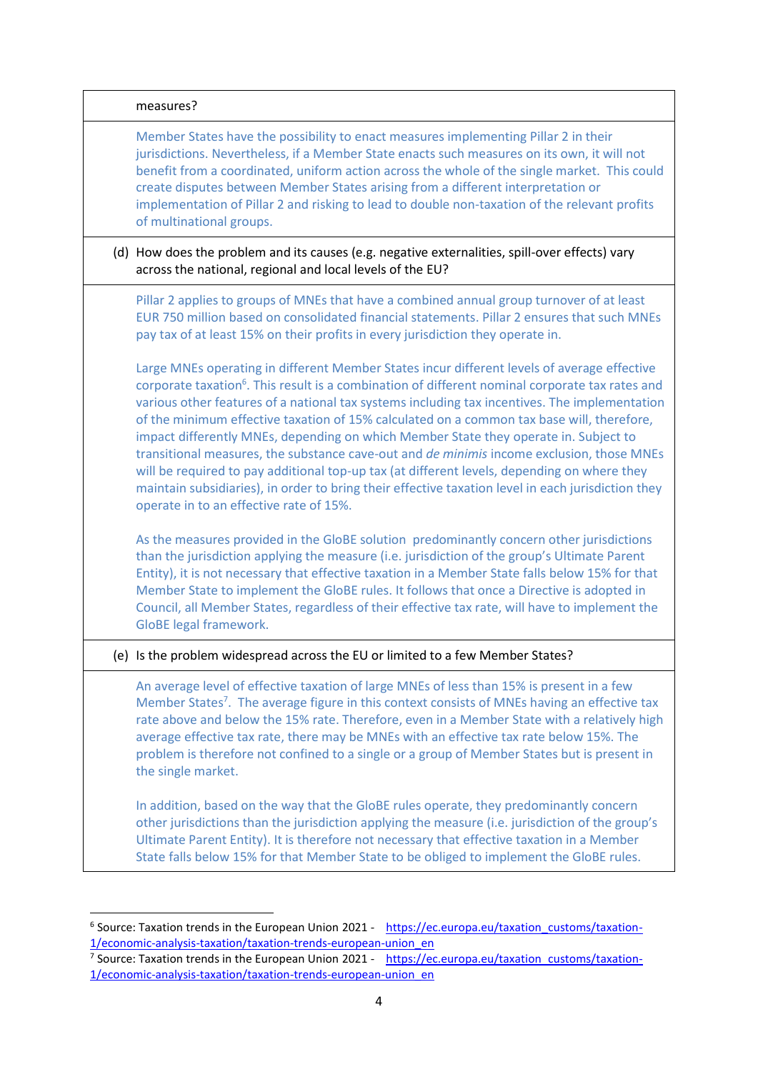measures?

Member States have the possibility to enact measures implementing Pillar 2 in their jurisdictions. Nevertheless, if a Member State enacts such measures on its own, it will not benefit from a coordinated, uniform action across the whole of the single market. This could create disputes between Member States arising from a different interpretation or implementation of Pillar 2 and risking to lead to double non-taxation of the relevant profits of multinational groups.

(d) How does the problem and its causes (e.g. negative externalities, spill-over effects) vary across the national, regional and local levels of the EU?

Pillar 2 applies to groups of MNEs that have a combined annual group turnover of at least EUR 750 million based on consolidated financial statements. Pillar 2 ensures that such MNEs pay tax of at least 15% on their profits in every jurisdiction they operate in.

Large MNEs operating in different Member States incur different levels of average effective corporate taxation[6]. This result is a combination of different nominal corporate tax rates and various other features of a national tax systems including tax incentives. The implementation of the minimum effective taxation of 15% calculated on a common tax base will, therefore, impact differently MNEs, depending on which Member State they operate in. Subject to transitional measures, the substance cave-out and *de minimis* income exclusion, those MNEs will be required to pay additional top-up tax (at different levels, depending on where they maintain subsidiaries), in order to bring their effective taxation level in each jurisdiction they operate in to an effective rate of 15%.

As the measures provided in the GloBE solution predominantly concern other jurisdictions than the jurisdiction applying the measure (i.e. jurisdiction of the group's Ultimate Parent Entity), it is not necessary that effective taxation in a Member State falls below 15% for that Member State to implement the GloBE rules. It follows that once a Directive is adopted in Council, all Member States, regardless of their effective tax rate, will have to implement the GloBE legal framework.

(e) Is the problem widespread across the EU or limited to a few Member States?

An average level of effective taxation of large MNEs of less than 15% is present in a few Member States[7]. The average figure in this context consists of MNEs having an effective tax rate above and below the 15% rate. Therefore, even in a Member State with a relatively high average effective tax rate, there may be MNEs with an effective tax rate below 15%. The problem is therefore not confined to a single or a group of Member States but is present in the single market.

In addition, based on the way that the GloBE rules operate, they predominantly concern other jurisdictions than the jurisdiction applying the measure (i.e. jurisdiction of the group's Ultimate Parent Entity). It is therefore not necessary that effective taxation in a Member State falls below 15% for that Member State to be obliged to implement the GloBE rules.

---

[6] Source: Taxation trends in the European Union 2021 - https://ec.europa.eu/taxation_customs/taxation-1/economic-analysis-taxation/taxation-trends-european-union_en

[7] Source: Taxation trends in the European Union 2021 - https://ec.europa.eu/taxation_customs/taxation-1/economic-analysis-taxation/taxation-trends-european-union_en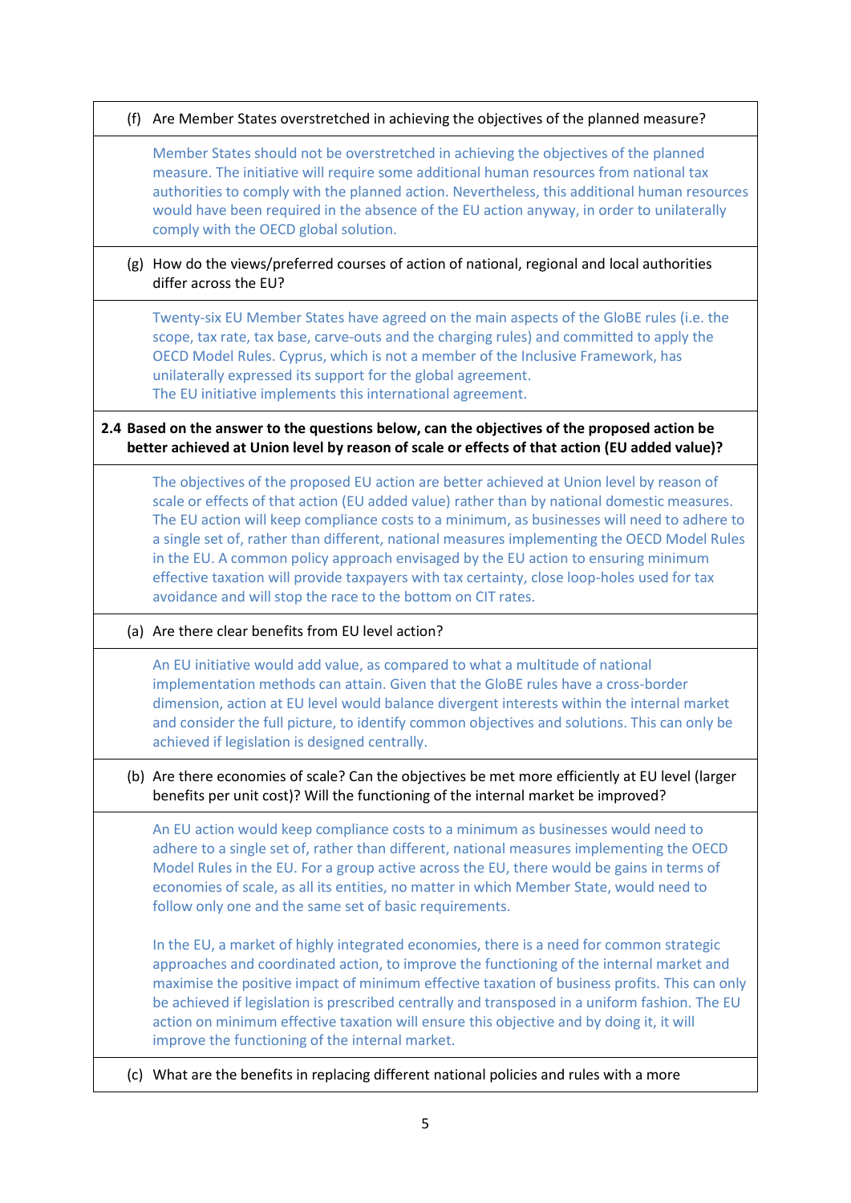(f) Are Member States overstretched in achieving the objectives of the planned measure?

Member States should not be overstretched in achieving the objectives of the planned measure. The initiative will require some additional human resources from national tax authorities to comply with the planned action. Nevertheless, this additional human resources would have been required in the absence of the EU action anyway, in order to unilaterally comply with the OECD global solution.

(g) How do the views/preferred courses of action of national, regional and local authorities differ across the EU?

Twenty-six EU Member States have agreed on the main aspects of the GloBE rules (i.e. the scope, tax rate, tax base, carve-outs and the charging rules) and committed to apply the OECD Model Rules. Cyprus, which is not a member of the Inclusive Framework, has unilaterally expressed its support for the global agreement.
The EU initiative implements this international agreement.

**2.4 Based on the answer to the questions below, can the objectives of the proposed action be better achieved at Union level by reason of scale or effects of that action (EU added value)?**

The objectives of the proposed EU action are better achieved at Union level by reason of scale or effects of that action (EU added value) rather than by national domestic measures. The EU action will keep compliance costs to a minimum, as businesses will need to adhere to a single set of, rather than different, national measures implementing the OECD Model Rules in the EU. A common policy approach envisaged by the EU action to ensuring minimum effective taxation will provide taxpayers with tax certainty, close loop-holes used for tax avoidance and will stop the race to the bottom on CIT rates.

(a) Are there clear benefits from EU level action?

An EU initiative would add value, as compared to what a multitude of national implementation methods can attain. Given that the GloBE rules have a cross-border dimension, action at EU level would balance divergent interests within the internal market and consider the full picture, to identify common objectives and solutions. This can only be achieved if legislation is designed centrally.

(b) Are there economies of scale? Can the objectives be met more efficiently at EU level (larger benefits per unit cost)? Will the functioning of the internal market be improved?

An EU action would keep compliance costs to a minimum as businesses would need to adhere to a single set of, rather than different, national measures implementing the OECD Model Rules in the EU. For a group active across the EU, there would be gains in terms of economies of scale, as all its entities, no matter in which Member State, would need to follow only one and the same set of basic requirements.

In the EU, a market of highly integrated economies, there is a need for common strategic approaches and coordinated action, to improve the functioning of the internal market and maximise the positive impact of minimum effective taxation of business profits. This can only be achieved if legislation is prescribed centrally and transposed in a uniform fashion. The EU action on minimum effective taxation will ensure this objective and by doing it, it will improve the functioning of the internal market.

(c) What are the benefits in replacing different national policies and rules with a more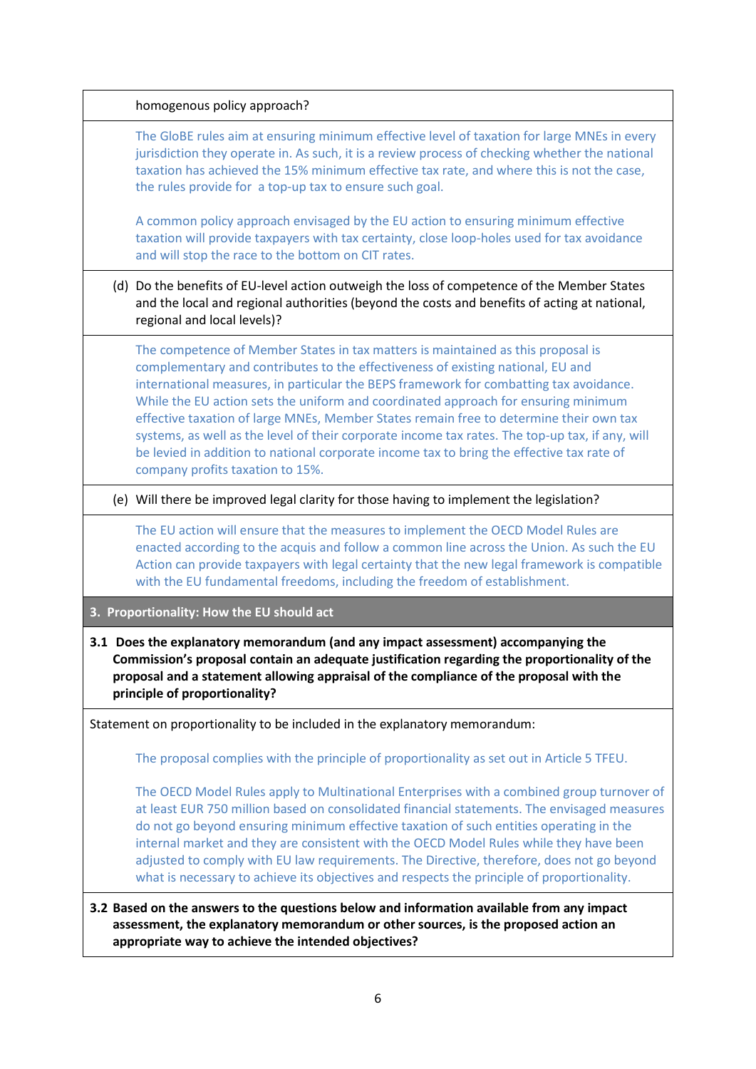homogenous policy approach?

The GloBE rules aim at ensuring minimum effective level of taxation for large MNEs in every jurisdiction they operate in. As such, it is a review process of checking whether the national taxation has achieved the 15% minimum effective tax rate, and where this is not the case, the rules provide for a top-up tax to ensure such goal.

A common policy approach envisaged by the EU action to ensuring minimum effective taxation will provide taxpayers with tax certainty, close loop-holes used for tax avoidance and will stop the race to the bottom on CIT rates.

(d) Do the benefits of EU-level action outweigh the loss of competence of the Member States and the local and regional authorities (beyond the costs and benefits of acting at national, regional and local levels)?

The competence of Member States in tax matters is maintained as this proposal is complementary and contributes to the effectiveness of existing national, EU and international measures, in particular the BEPS framework for combatting tax avoidance. While the EU action sets the uniform and coordinated approach for ensuring minimum effective taxation of large MNEs, Member States remain free to determine their own tax systems, as well as the level of their corporate income tax rates. The top-up tax, if any, will be levied in addition to national corporate income tax to bring the effective tax rate of company profits taxation to 15%.

(e) Will there be improved legal clarity for those having to implement the legislation?

The EU action will ensure that the measures to implement the OECD Model Rules are enacted according to the acquis and follow a common line across the Union. As such the EU Action can provide taxpayers with legal certainty that the new legal framework is compatible with the EU fundamental freedoms, including the freedom of establishment.

## 3. Proportionality: How the EU should act

**3.1 Does the explanatory memorandum (and any impact assessment) accompanying the Commission's proposal contain an adequate justification regarding the proportionality of the proposal and a statement allowing appraisal of the compliance of the proposal with the principle of proportionality?**

Statement on proportionality to be included in the explanatory memorandum:

The proposal complies with the principle of proportionality as set out in Article 5 TFEU.

The OECD Model Rules apply to Multinational Enterprises with a combined group turnover of at least EUR 750 million based on consolidated financial statements. The envisaged measures do not go beyond ensuring minimum effective taxation of such entities operating in the internal market and they are consistent with the OECD Model Rules while they have been adjusted to comply with EU law requirements. The Directive, therefore, does not go beyond what is necessary to achieve its objectives and respects the principle of proportionality.

**3.2 Based on the answers to the questions below and information available from any impact assessment, the explanatory memorandum or other sources, is the proposed action an appropriate way to achieve the intended objectives?**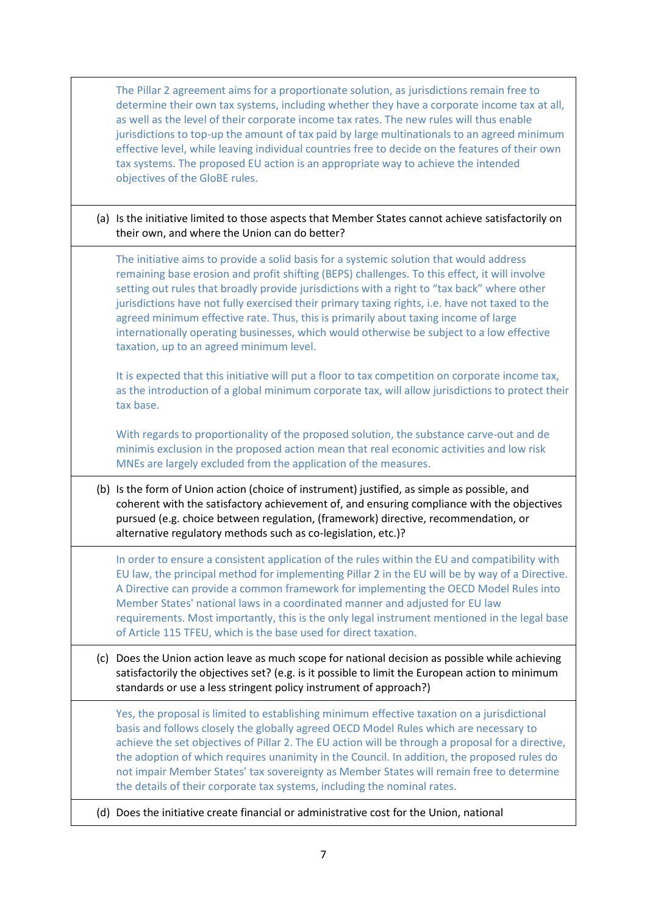The Pillar 2 agreement aims for a proportionate solution, as jurisdictions remain free to determine their own tax systems, including whether they have a corporate income tax at all, as well as the level of their corporate income tax rates. The new rules will thus enable jurisdictions to top-up the amount of tax paid by large multinationals to an agreed minimum effective level, while leaving individual countries free to decide on the features of their own tax systems. The proposed EU action is an appropriate way to achieve the intended objectives of the GloBE rules.

(a) Is the initiative limited to those aspects that Member States cannot achieve satisfactorily on their own, and where the Union can do better?

The initiative aims to provide a solid basis for a systemic solution that would address remaining base erosion and profit shifting (BEPS) challenges. To this effect, it will involve setting out rules that broadly provide jurisdictions with a right to "tax back" where other jurisdictions have not fully exercised their primary taxing rights, i.e. have not taxed to the agreed minimum effective rate. Thus, this is primarily about taxing income of large internationally operating businesses, which would otherwise be subject to a low effective taxation, up to an agreed minimum level.

It is expected that this initiative will put a floor to tax competition on corporate income tax, as the introduction of a global minimum corporate tax, will allow jurisdictions to protect their tax base.

With regards to proportionality of the proposed solution, the substance carve-out and de minimis exclusion in the proposed action mean that real economic activities and low risk MNEs are largely excluded from the application of the measures.

(b) Is the form of Union action (choice of instrument) justified, as simple as possible, and coherent with the satisfactory achievement of, and ensuring compliance with the objectives pursued (e.g. choice between regulation, (framework) directive, recommendation, or alternative regulatory methods such as co-legislation, etc.)?

In order to ensure a consistent application of the rules within the EU and compatibility with EU law, the principal method for implementing Pillar 2 in the EU will be by way of a Directive. A Directive can provide a common framework for implementing the OECD Model Rules into Member States' national laws in a coordinated manner and adjusted for EU law requirements. Most importantly, this is the only legal instrument mentioned in the legal base of Article 115 TFEU, which is the base used for direct taxation.

(c) Does the Union action leave as much scope for national decision as possible while achieving satisfactorily the objectives set? (e.g. is it possible to limit the European action to minimum standards or use a less stringent policy instrument of approach?)

Yes, the proposal is limited to establishing minimum effective taxation on a jurisdictional basis and follows closely the globally agreed OECD Model Rules which are necessary to achieve the set objectives of Pillar 2. The EU action will be through a proposal for a directive, the adoption of which requires unanimity in the Council. In addition, the proposed rules do not impair Member States' tax sovereignty as Member States will remain free to determine the details of their corporate tax systems, including the nominal rates.

(d) Does the initiative create financial or administrative cost for the Union, national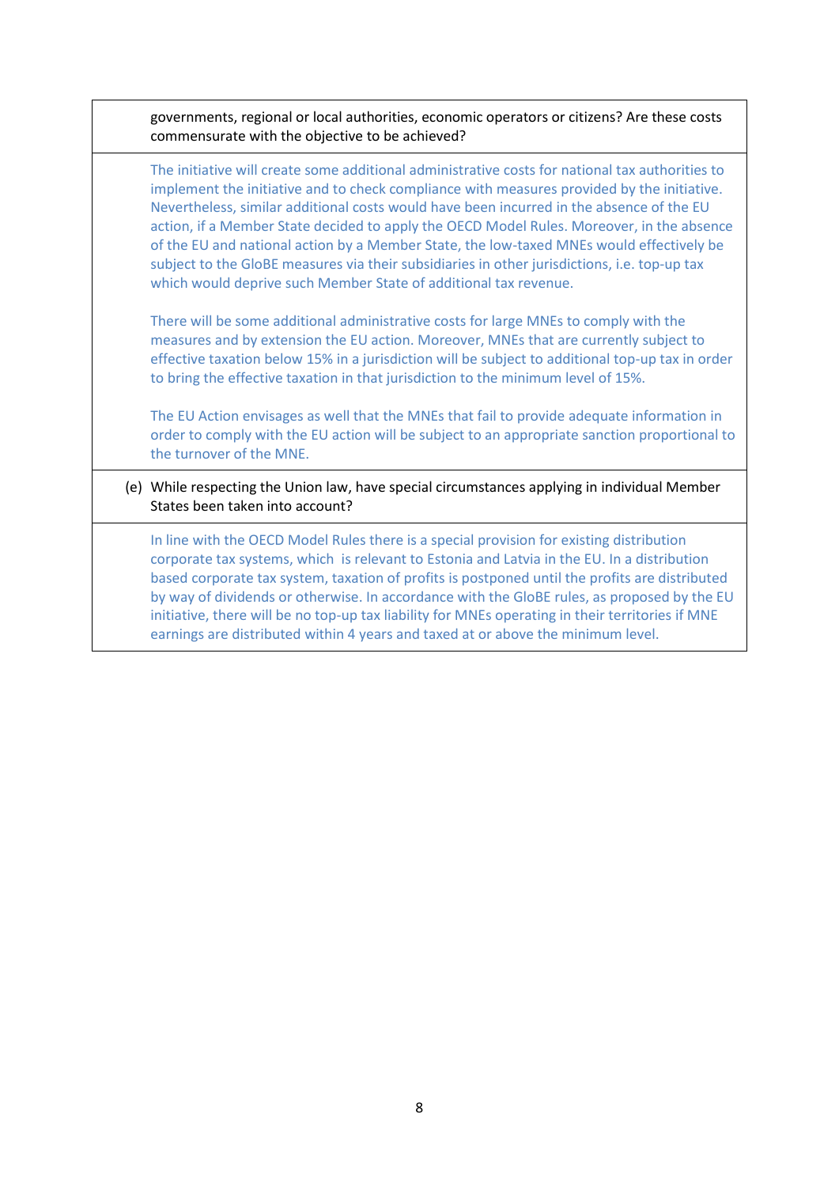| | |
|---|---|
| | governments, regional or local authorities, economic operators or citizens? Are these costs commensurate with the objective to be achieved? |
| | The initiative will create some additional administrative costs for national tax authorities to implement the initiative and to check compliance with measures provided by the initiative. Nevertheless, similar additional costs would have been incurred in the absence of the EU action, if a Member State decided to apply the OECD Model Rules. Moreover, in the absence of the EU and national action by a Member State, the low-taxed MNEs would effectively be subject to the GloBE measures via their subsidiaries in other jurisdictions, i.e. top-up tax which would deprive such Member State of additional tax revenue.<br><br>There will be some additional administrative costs for large MNEs to comply with the measures and by extension the EU action. Moreover, MNEs that are currently subject to effective taxation below 15% in a jurisdiction will be subject to additional top-up tax in order to bring the effective taxation in that jurisdiction to the minimum level of 15%.<br><br>The EU Action envisages as well that the MNEs that fail to provide adequate information in order to comply with the EU action will be subject to an appropriate sanction proportional to the turnover of the MNE. |
| (e) | While respecting the Union law, have special circumstances applying in individual Member States been taken into account? |
| | In line with the OECD Model Rules there is a special provision for existing distribution corporate tax systems, which is relevant to Estonia and Latvia in the EU. In a distribution based corporate tax system, taxation of profits is postponed until the profits are distributed by way of dividends or otherwise. In accordance with the GloBE rules, as proposed by the EU initiative, there will be no top-up tax liability for MNEs operating in their territories if MNE earnings are distributed within 4 years and taxed at or above the minimum level. |